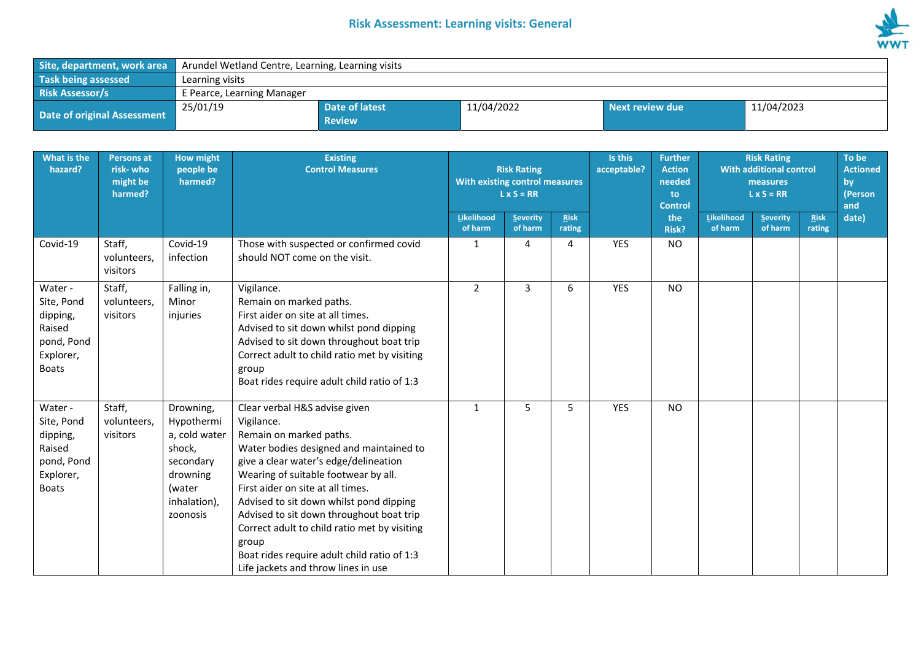# Risk Assessment: Learning visits: General

| Site, department, work area | Arundel Wetland Centre, Learning, Learning visits | | | | |
|---|---|---|---|---|---|
| Task being assessed | Learning visits | | | | |
| Risk Assessor/s | E Pearce, Learning Manager | | | | |
| Date of original Assessment | 25/01/19 | Date of latest Review | 11/04/2022 | Next review due | 11/04/2023 |

| What is the hazard? | Persons at risk- who might be harmed? | How might people be harmed? | Existing Control Measures | Risk Rating With existing control measures L x S = RR | | | Is this acceptable? | Further Action needed to Control the Risk? | Risk Rating With additional control measures L x S = RR | | | To be Actioned by (Person and date) |
|---|---|---|---|---|---|---|---|---|---|---|---|---|
| | | | | Likelihood of harm | Severity of harm | Risk rating | | | Likelihood of harm | Severity of harm | Risk rating | |
| Covid-19 | Staff, volunteers, visitors | Covid-19 infection | Those with suspected or confirmed covid should NOT come on the visit. | 1 | 4 | 4 | YES | NO | | | | |
| Water - Site, Pond dipping, Raised pond, Pond Explorer, Boats | Staff, volunteers, visitors | Falling in, Minor injuries | Vigilance.<br>Remain on marked paths.<br>First aider on site at all times.<br>Advised to sit down whilst pond dipping<br>Advised to sit down throughout boat trip<br>Correct adult to child ratio met by visiting group<br>Boat rides require adult child ratio of 1:3 | 2 | 3 | 6 | YES | NO | | | | |
| Water - Site, Pond dipping, Raised pond, Pond Explorer, Boats | Staff, volunteers, visitors | Drowning, Hypothermia, cold water shock, secondary drowning (water inhalation), zoonosis | Clear verbal H&S advise given<br>Vigilance.<br>Remain on marked paths.<br>Water bodies designed and maintained to give a clear water's edge/delineation<br>Wearing of suitable footwear by all.<br>First aider on site at all times.<br>Advised to sit down whilst pond dipping<br>Advised to sit down throughout boat trip<br>Correct adult to child ratio met by visiting group<br>Boat rides require adult child ratio of 1:3<br>Life jackets and throw lines in use | 1 | 5 | 5 | YES | NO | | | | |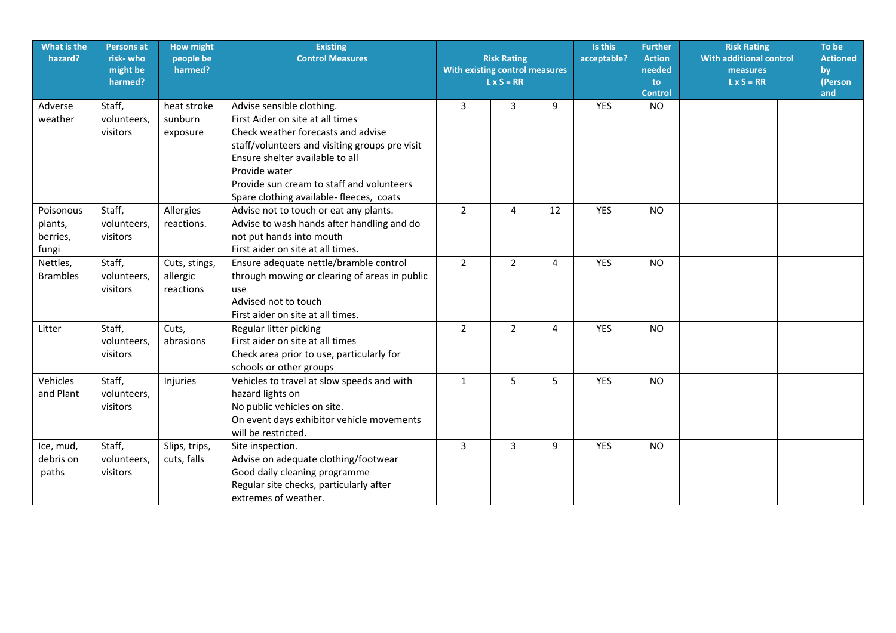| What is the hazard? | Persons at risk- who might be harmed? | How might people be harmed? | Existing Control Measures | Risk Rating With existing control measures L x S = RR | | | Is this acceptable? | Further Action needed to Control | Risk Rating With additional control measures L x S = RR | | | To be Actioned by (Person and |
|---|---|---|---|---|---|---|---|---|---|---|---|---|
| Adverse weather | Staff, volunteers, visitors | heat stroke sunburn exposure | Advise sensible clothing.<br>First Aider on site at all times<br>Check weather forecasts and advise staff/volunteers and visiting groups pre visit<br>Ensure shelter available to all<br>Provide water<br>Provide sun cream to staff and volunteers<br>Spare clothing available- fleeces, coats | 3 | 3 | 9 | YES | NO | | | | |
| Poisonous plants, berries, fungi | Staff, volunteers, visitors | Allergies reactions. | Advise not to touch or eat any plants.<br>Advise to wash hands after handling and do not put hands into mouth<br>First aider on site at all times. | 2 | 4 | 12 | YES | NO | | | | |
| Nettles, Brambles | Staff, volunteers, visitors | Cuts, stings, allergic reactions | Ensure adequate nettle/bramble control through mowing or clearing of areas in public use<br>Advised not to touch<br>First aider on site at all times. | 2 | 2 | 4 | YES | NO | | | | |
| Litter | Staff, volunteers, visitors | Cuts, abrasions | Regular litter picking<br>First aider on site at all times<br>Check area prior to use, particularly for schools or other groups | 2 | 2 | 4 | YES | NO | | | | |
| Vehicles and Plant | Staff, volunteers, visitors | Injuries | Vehicles to travel at slow speeds and with hazard lights on<br>No public vehicles on site.<br>On event days exhibitor vehicle movements will be restricted. | 1 | 5 | 5 | YES | NO | | | | |
| Ice, mud, debris on paths | Staff, volunteers, visitors | Slips, trips, cuts, falls | Site inspection.<br>Advise on adequate clothing/footwear<br>Good daily cleaning programme<br>Regular site checks, particularly after extremes of weather. | 3 | 3 | 9 | YES | NO | | | | |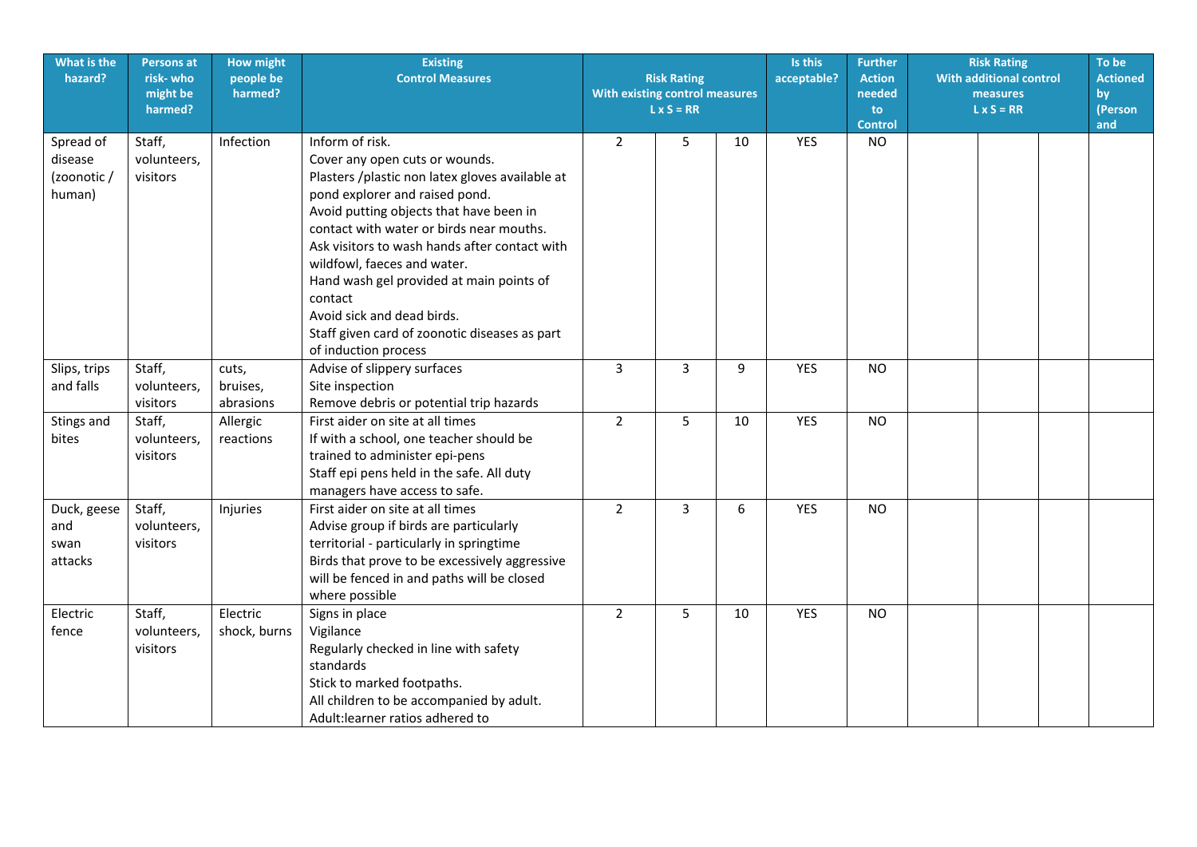| What is the hazard? | Persons at risk- who might be harmed? | How might people be harmed? | Existing Control Measures | Risk Rating With existing control measures L x S = RR | | | Is this acceptable? | Further Action needed to Control | Risk Rating With additional control measures L x S = RR | | | To be Actioned by (Person and |
|---|---|---|---|---|---|---|---|---|---|---|---|---|
| Spread of disease (zoonotic / human) | Staff, volunteers, visitors | Infection | Inform of risk.<br>Cover any open cuts or wounds.<br>Plasters /plastic non latex gloves available at pond explorer and raised pond.<br>Avoid putting objects that have been in contact with water or birds near mouths.<br>Ask visitors to wash hands after contact with wildfowl, faeces and water.<br>Hand wash gel provided at main points of contact<br>Avoid sick and dead birds.<br>Staff given card of zoonotic diseases as part of induction process | 2 | 5 | 10 | YES | NO | | | | |
| Slips, trips and falls | Staff, volunteers, visitors | cuts, bruises, abrasions | Advise of slippery surfaces<br>Site inspection<br>Remove debris or potential trip hazards | 3 | 3 | 9 | YES | NO | | | | |
| Stings and bites | Staff, volunteers, visitors | Allergic reactions | First aider on site at all times<br>If with a school, one teacher should be trained to administer epi-pens<br>Staff epi pens held in the safe. All duty managers have access to safe. | 2 | 5 | 10 | YES | NO | | | | |
| Duck, geese and swan attacks | Staff, volunteers, visitors | Injuries | First aider on site at all times<br>Advise group if birds are particularly territorial - particularly in springtime<br>Birds that prove to be excessively aggressive will be fenced in and paths will be closed where possible | 2 | 3 | 6 | YES | NO | | | | |
| Electric fence | Staff, volunteers, visitors | Electric shock, burns | Signs in place<br>Vigilance<br>Regularly checked in line with safety standards<br>Stick to marked footpaths.<br>All children to be accompanied by adult.<br>Adult:learner ratios adhered to | 2 | 5 | 10 | YES | NO | | | | |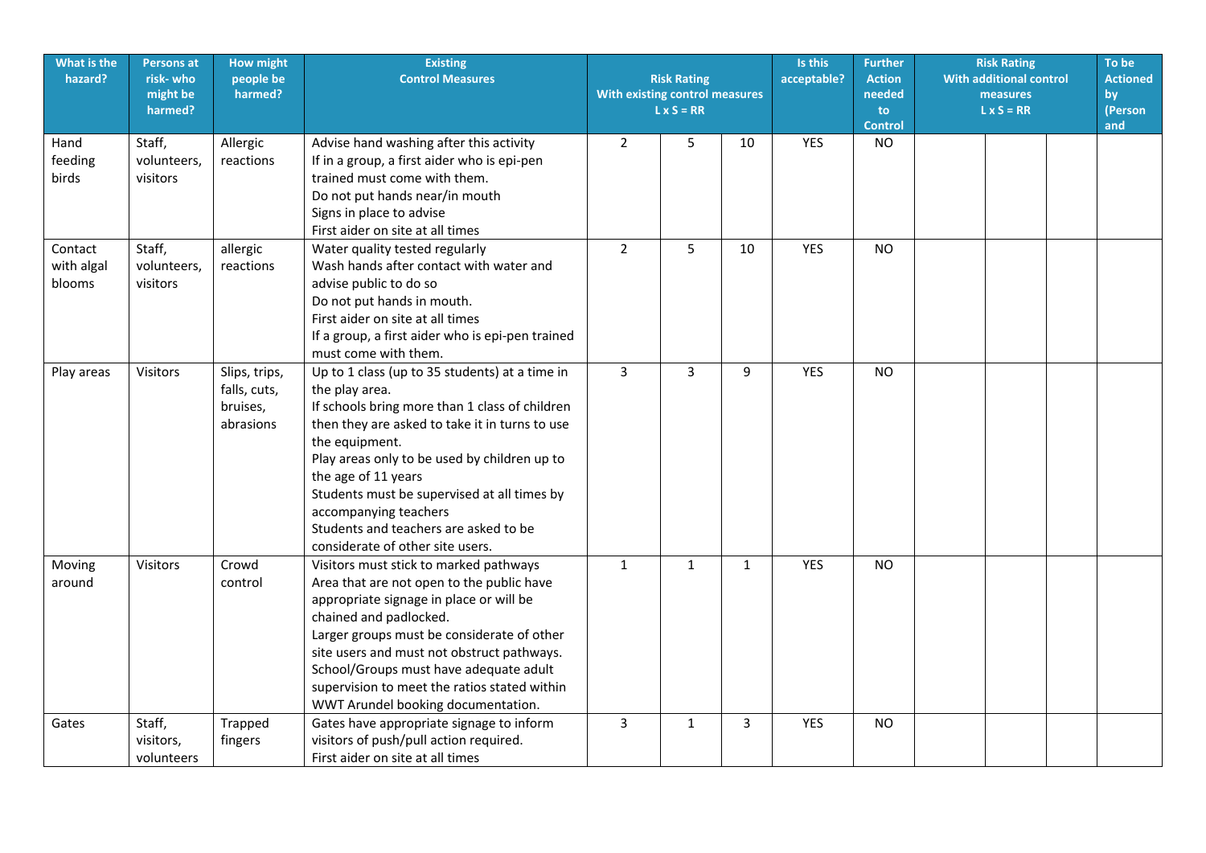| What is the hazard? | Persons at risk- who might be harmed? | How might people be harmed? | Existing Control Measures | Risk Rating With existing control measures L x S = RR | | | Is this acceptable? | Further Action needed to Control | Risk Rating With additional control measures L x S = RR | | | To be Actioned by (Person and |
|---|---|---|---|---|---|---|---|---|---|---|---|---|
| Hand feeding birds | Staff, volunteers, visitors | Allergic reactions | Advise hand washing after this activity<br>If in a group, a first aider who is epi-pen trained must come with them.<br>Do not put hands near/in mouth<br>Signs in place to advise<br>First aider on site at all times | 2 | 5 | 10 | YES | NO | | | | |
| Contact with algal blooms | Staff, volunteers, visitors | allergic reactions | Water quality tested regularly<br>Wash hands after contact with water and advise public to do so<br>Do not put hands in mouth.<br>First aider on site at all times<br>If a group, a first aider who is epi-pen trained must come with them. | 2 | 5 | 10 | YES | NO | | | | |
| Play areas | Visitors | Slips, trips, falls, cuts, bruises, abrasions | Up to 1 class (up to 35 students) at a time in the play area.<br>If schools bring more than 1 class of children then they are asked to take it in turns to use the equipment.<br>Play areas only to be used by children up to the age of 11 years<br>Students must be supervised at all times by accompanying teachers<br>Students and teachers are asked to be considerate of other site users. | 3 | 3 | 9 | YES | NO | | | | |
| Moving around | Visitors | Crowd control | Visitors must stick to marked pathways<br>Area that are not open to the public have appropriate signage in place or will be chained and padlocked.<br>Larger groups must be considerate of other site users and must not obstruct pathways.<br>School/Groups must have adequate adult supervision to meet the ratios stated within WWT Arundel booking documentation. | 1 | 1 | 1 | YES | NO | | | | |
| Gates | Staff, visitors, volunteers | Trapped fingers | Gates have appropriate signage to inform visitors of push/pull action required.<br>First aider on site at all times | 3 | 1 | 3 | YES | NO | | | | |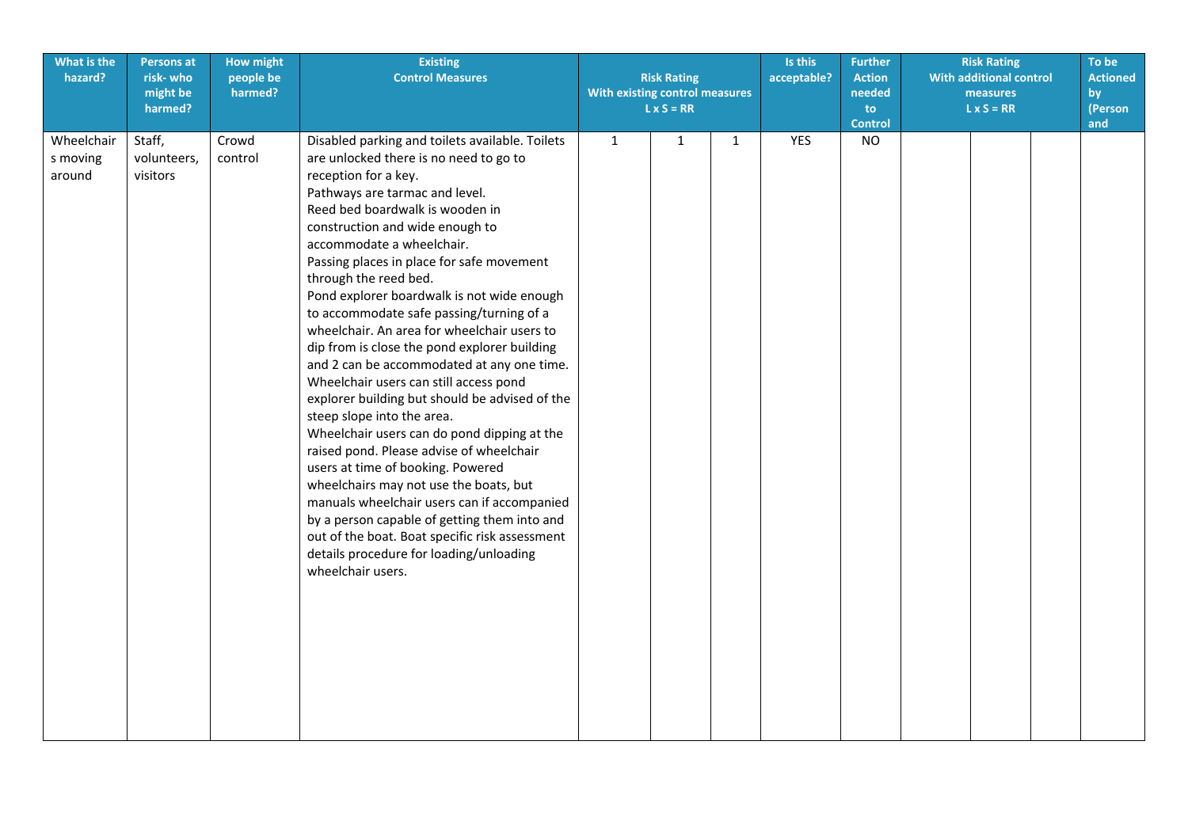| What is the hazard? | Persons at risk- who might be harmed? | How might people be harmed? | Existing Control Measures | Risk Rating With existing control measures L x S = RR | | | Is this acceptable? | Further Action needed to Control | Risk Rating With additional control measures L x S = RR | | | To be Actioned by (Person and |
|---|---|---|---|---|---|---|---|---|---|---|---|---|
| Wheelchairs moving around | Staff, volunteers, visitors | Crowd control | Disabled parking and toilets available. Toilets are unlocked there is no need to go to reception for a key.<br>Pathways are tarmac and level.<br>Reed bed boardwalk is wooden in construction and wide enough to accommodate a wheelchair.<br>Passing places in place for safe movement through the reed bed.<br>Pond explorer boardwalk is not wide enough to accommodate safe passing/turning of a wheelchair. An area for wheelchair users to dip from is close the pond explorer building and 2 can be accommodated at any one time. Wheelchair users can still access pond explorer building but should be advised of the steep slope into the area.<br>Wheelchair users can do pond dipping at the raised pond. Please advise of wheelchair users at time of booking. Powered wheelchairs may not use the boats, but manuals wheelchair users can if accompanied by a person capable of getting them into and out of the boat. Boat specific risk assessment details procedure for loading/unloading wheelchair users. | 1 | 1 | 1 | YES | NO | | | | |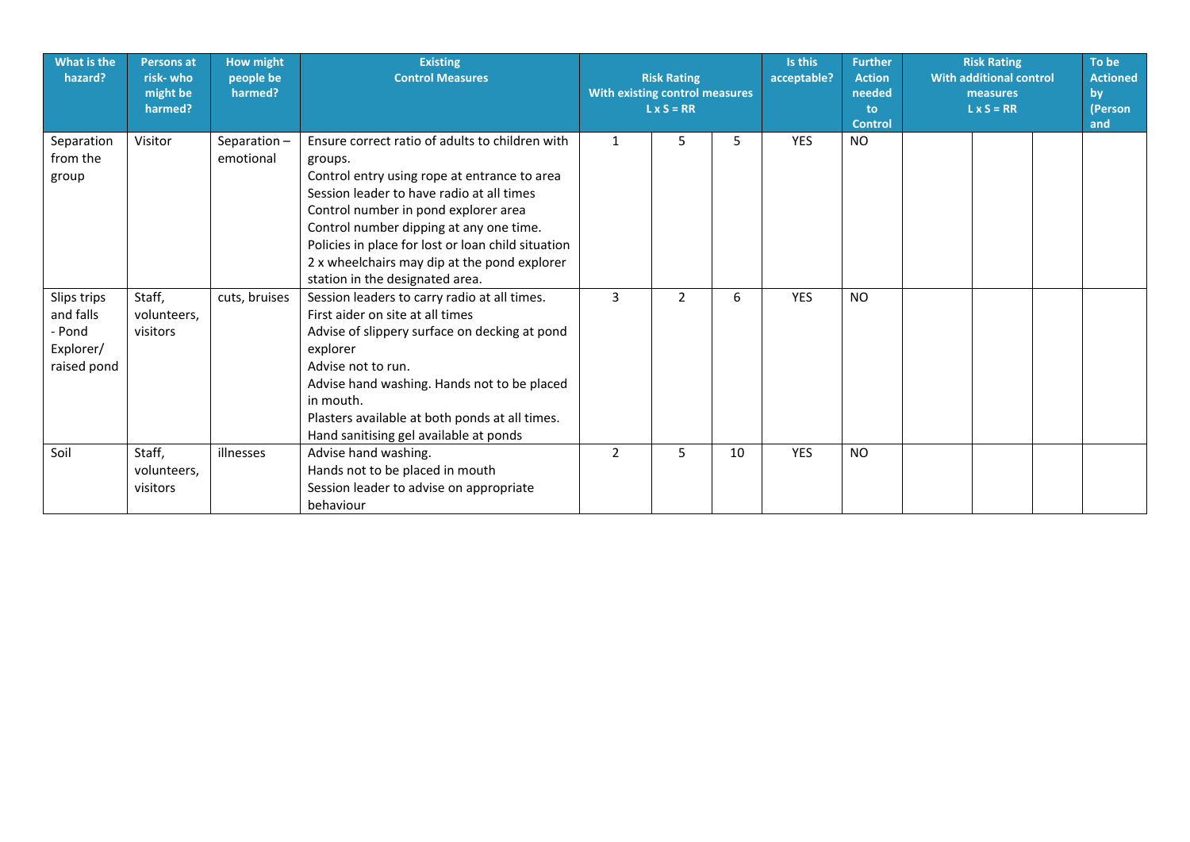| What is the hazard? | Persons at risk- who might be harmed? | How might people be harmed? | Existing Control Measures | Risk Rating With existing control measures L x S = RR | | | Is this acceptable? | Further Action needed to Control | Risk Rating With additional control measures L x S = RR | | | To be Actioned by (Person and |
|---|---|---|---|---|---|---|---|---|---|---|---|---|
| Separation from the group | Visitor | Separation – emotional | Ensure correct ratio of adults to children with groups.<br>Control entry using rope at entrance to area<br>Session leader to have radio at all times<br>Control number in pond explorer area<br>Control number dipping at any one time.<br>Policies in place for lost or loan child situation<br>2 x wheelchairs may dip at the pond explorer station in the designated area. | 1 | 5 | 5 | YES | NO | | | | |
| Slips trips and falls - Pond Explorer/ raised pond | Staff, volunteers, visitors | cuts, bruises | Session leaders to carry radio at all times.<br>First aider on site at all times<br>Advise of slippery surface on decking at pond explorer<br>Advise not to run.<br>Advise hand washing. Hands not to be placed in mouth.<br>Plasters available at both ponds at all times.<br>Hand sanitising gel available at ponds | 3 | 2 | 6 | YES | NO | | | | |
| Soil | Staff, volunteers, visitors | illnesses | Advise hand washing.<br>Hands not to be placed in mouth<br>Session leader to advise on appropriate behaviour | 2 | 5 | 10 | YES | NO | | | | |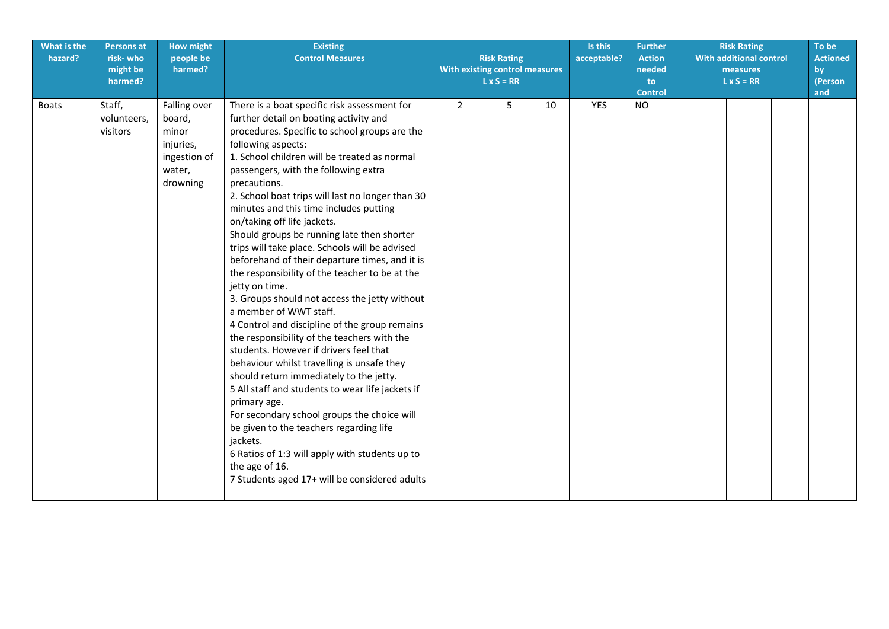| What is the hazard? | Persons at risk- who might be harmed? | How might people be harmed? | Existing Control Measures | Risk Rating With existing control measures L x S = RR | | | Is this acceptable? | Further Action needed to Control | Risk Rating With additional control measures L x S = RR | | | To be Actioned by (Person and |
|---|---|---|---|---|---|---|---|---|---|---|---|---|
| Boats | Staff, volunteers, visitors | Falling over board, minor injuries, ingestion of water, drowning | There is a boat specific risk assessment for further detail on boating activity and procedures. Specific to school groups are the following aspects:<br>1. School children will be treated as normal passengers, with the following extra precautions.<br>2. School boat trips will last no longer than 30 minutes and this time includes putting on/taking off life jackets.<br>Should groups be running late then shorter trips will take place. Schools will be advised beforehand of their departure times, and it is the responsibility of the teacher to be at the jetty on time.<br>3. Groups should not access the jetty without a member of WWT staff.<br>4 Control and discipline of the group remains the responsibility of the teachers with the students. However if drivers feel that behaviour whilst travelling is unsafe they should return immediately to the jetty.<br>5 All staff and students to wear life jackets if primary age.<br>For secondary school groups the choice will be given to the teachers regarding life jackets.<br>6 Ratios of 1:3 will apply with students up to the age of 16.<br>7 Students aged 17+ will be considered adults | 2 | 5 | 10 | YES | NO | | | | |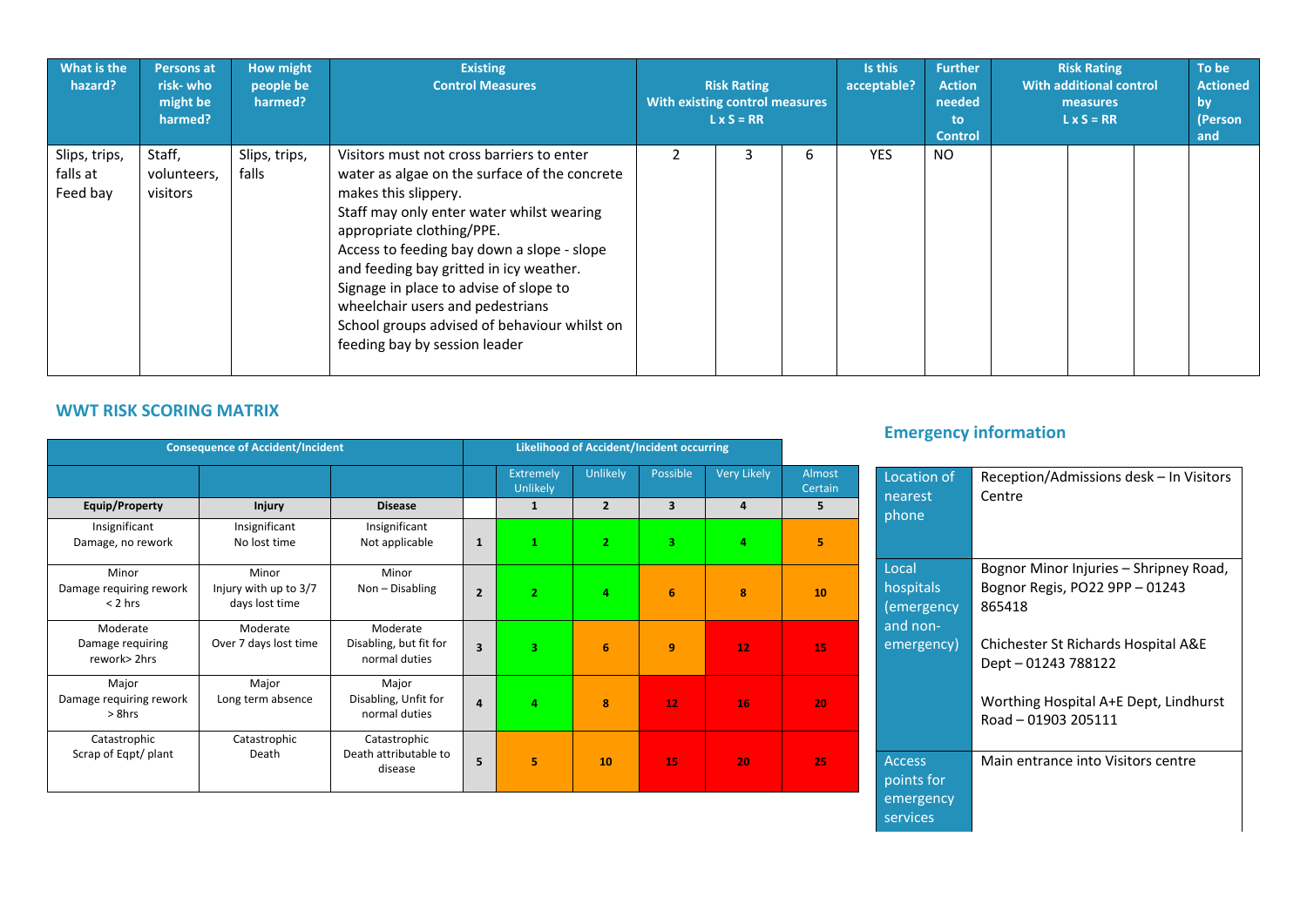| What is the hazard? | Persons at risk- who might be harmed? | How might people be harmed? | Existing Control Measures | Risk Rating With existing control measures L x S = RR | | | Is this acceptable? | Further Action needed to Control | Risk Rating With additional control measures L x S = RR | | | To be Actioned by (Person and |
|---|---|---|---|---|---|---|---|---|---|---|---|---|
| Slips, trips, falls at Feed bay | Staff, volunteers, visitors | Slips, trips, falls | Visitors must not cross barriers to enter water as algae on the surface of the concrete makes this slippery.<br>Staff may only enter water whilst wearing appropriate clothing/PPE.<br>Access to feeding bay down a slope - slope and feeding bay gritted in icy weather.<br>Signage in place to advise of slope to wheelchair users and pedestrians<br>School groups advised of behaviour whilst on feeding bay by session leader | 2 | 3 | 6 | YES | NO | | | | |

## WWT RISK SCORING MATRIX

| Consequence of Accident/Incident | | | | Likelihood of Accident/Incident occurring | | | | |
|---|---|---|---|---|---|---|---|---|
| | | | | Extremely Unlikely | Unlikely | Possible | Very Likely | Almost Certain |
| **Equip/Property** | **Injury** | **Disease** | | **1** | **2** | **3** | **4** | **5** |
| Insignificant Damage, no rework | Insignificant No lost time | Insignificant Not applicable | **1** | 1 | 2 | 3 | 4 | 5 |
| Minor Damage requiring rework < 2 hrs | Minor Injury with up to 3/7 days lost time | Minor Non – Disabling | **2** | 2 | 4 | 6 | 8 | 10 |
| Moderate Damage requiring rework> 2hrs | Moderate Over 7 days lost time | Moderate Disabling, but fit for normal duties | **3** | 3 | 6 | 9 | 12 | 15 |
| Major Damage requiring rework > 8hrs | Major Long term absence | Major Disabling, Unfit for normal duties | **4** | 4 | 8 | 12 | 16 | 20 |
| Catastrophic Scrap of Eqpt/ plant | Catastrophic Death | Catastrophic Death attributable to disease | **5** | 5 | 10 | 15 | 20 | 25 |

## Emergency information

| | |
|---|---|
| Location of nearest phone | Reception/Admissions desk – In Visitors Centre |
| Local hospitals (emergency and non-emergency) | Bognor Minor Injuries – Shripney Road, Bognor Regis, PO22 9PP – 01243 865418<br><br>Chichester St Richards Hospital A&E Dept – 01243 788122<br><br>Worthing Hospital A+E Dept, Lindhurst Road – 01903 205111 |
| Access points for emergency services | Main entrance into Visitors centre |